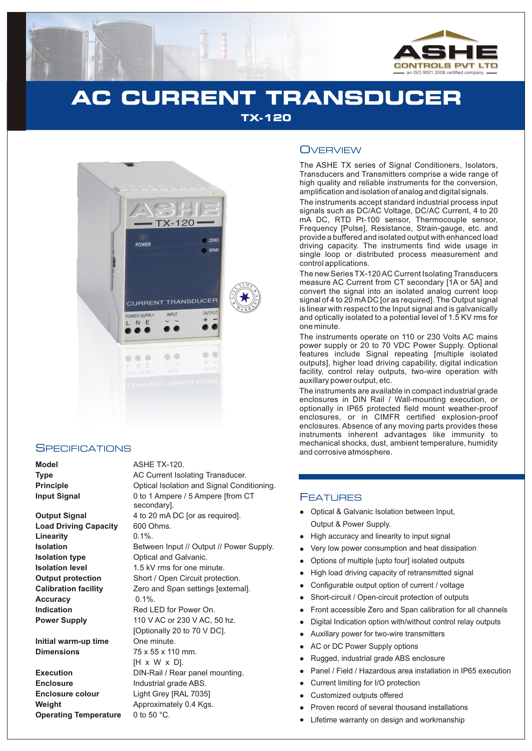ASHE CONTROLS PVT LTD
an ISO 9001:2008 certified company

# AC CURRENT TRANSDUCER

## TX-120

## Overview

The ASHE TX series of Signal Conditioners, Isolators, Transducers and Transmitters comprise a wide range of high quality and reliable instruments for the conversion, amplification and isolation of analog and digital signals.

The instruments accept standard industrial process input signals such as DC/AC Voltage, DC/AC Current, 4 to 20 mA DC, RTD Pt-100 sensor, Thermocouple sensor, Frequency [Pulse], Resistance, Strain-gauge, etc. and provide a buffered and isolated output with enhanced load driving capacity. The instruments find wide usage in single loop or distributed process measurement and control applications.

The new Series TX-120 AC Current Isolating Transducers measure AC Current from CT secondary [1A or 5A] and convert the signal into an isolated analog current loop signal of 4 to 20 mA DC [or as required]. The Output signal is linear with respect to the Input signal and is galvanically and optically isolated to a potential level of 1.5 KV rms for one minute.

The instruments operate on 110 or 230 Volts AC mains power supply or 20 to 70 VDC Power Supply. Optional features include Signal repeating [multiple isolated outputs], higher load driving capability, digital indication facility, control relay outputs, two-wire operation with auxillary power output, etc.

The instruments are available in compact industrial grade enclosures in DIN Rail / Wall-mounting execution, or optionally in IP65 protected field mount weather-proof enclosures, or in CIMFR certified explosion-proof enclosures. Absence of any moving parts provides these instruments inherent advantages like immunity to mechanical shocks, dust, ambient temperature, humidity and corrosive atmosphere.

## Specifications

| | |
|---|---|
| **Model** | ASHE TX-120. |
| **Type** | AC Current Isolating Transducer. |
| **Principle** | Optical Isolation and Signal Conditioning. |
| **Input Signal** | 0 to 1 Ampere / 5 Ampere [from CT secondary]. |
| **Output Signal** | 4 to 20 mA DC [or as required]. |
| **Load Driving Capacity** | 600 Ohms. |
| **Linearity** | 0.1%. |
| **Isolation** | Between Input // Output // Power Supply. |
| **Isolation type** | Optical and Galvanic. |
| **Isolation level** | 1.5 kV rms for one minute. |
| **Output protection** | Short / Open Circuit protection. |
| **Calibration facility** | Zero and Span settings [external]. |
| **Accuracy** | 0.1%. |
| **Indication** | Red LED for Power On. |
| **Power Supply** | 110 V AC or 230 V AC, 50 hz. [Optionally 20 to 70 V DC]. |
| **Initial warm-up time** | One minute. |
| **Dimensions** | 75 x 55 x 110 mm. [H x W x D]. |
| **Execution** | DIN-Rail / Rear panel mounting. |
| **Enclosure** | Industrial grade ABS. |
| **Enclosure colour** | Light Grey [RAL 7035] |
| **Weight** | Approximately 0.4 Kgs. |
| **Operating Temperature** | 0 to 50 °C. |

## Features

- Optical & Galvanic Isolation between Input, Output & Power Supply.
- High accuracy and linearity to input signal
- Very low power consumption and heat dissipation
- Options of multiple [upto four] isolated outputs
- High load driving capacity of retransmitted signal
- Configurable output option of current / voltage
- Short-circuit / Open-circuit protection of outputs
- Front accessible Zero and Span calibration for all channels
- Digital Indication option with/without control relay outputs
- Auxillary power for two-wire transmitters
- AC or DC Power Supply options
- Rugged, industrial grade ABS enclosure
- Panel / Field / Hazardous area installation in IP65 execution
- Current limiting for I/O protection
- Customized outputs offered
- Proven record of several thousand installations
- Lifetime warranty on design and workmanship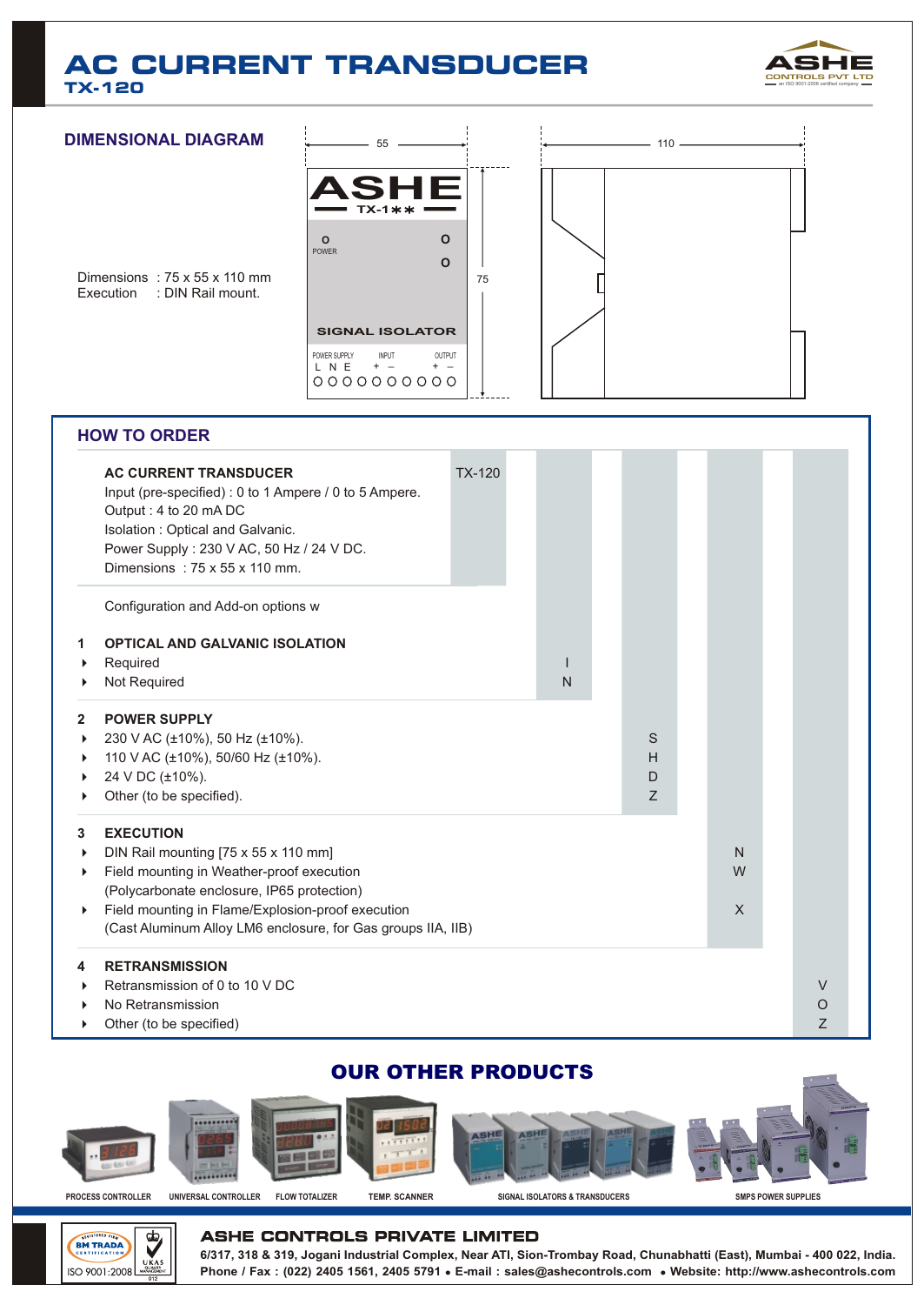# AC CURRENT TRANSDUCER
## TX-120

ASHE CONTROLS PVT LTD

## DIMENSIONAL DIAGRAM

Dimensions : 75 x 55 x 110 mm
Execution : DIN Rail mount.

55

110

75

ASHE
TX-1**

POWER

SIGNAL ISOLATOR

POWER SUPPLY INPUT OUTPUT
L N E + – + –

## HOW TO ORDER

| | | | | | | |
|---|---|---|---|---|---|---|
| **AC CURRENT TRANSDUCER**<br>Input (pre-specified) : 0 to 1 Ampere / 0 to 5 Ampere.<br>Output : 4 to 20 mA DC<br>Isolation : Optical and Galvanic.<br>Power Supply : 230 V AC, 50 Hz / 24 V DC.<br>Dimensions : 75 x 55 x 110 mm. | TX-120 | | | | |
| Configuration and Add-on options w | | | | | |
| **1 OPTICAL AND GALVANIC ISOLATION** | | | | | |
| ▸ Required | | I | | | |
| ▸ Not Required | | N | | | |
| **2 POWER SUPPLY** | | | | | |
| ▸ 230 V AC (±10%), 50 Hz (±10%). | | | S | | |
| ▸ 110 V AC (±10%), 50/60 Hz (±10%). | | | H | | |
| ▸ 24 V DC (±10%). | | | D | | |
| ▸ Other (to be specified). | | | Z | | |
| **3 EXECUTION** | | | | | |
| ▸ DIN Rail mounting [75 x 55 x 110 mm] | | | | N | |
| ▸ Field mounting in Weather-proof execution (Polycarbonate enclosure, IP65 protection) | | | | W | |
| ▸ Field mounting in Flame/Explosion-proof execution (Cast Aluminum Alloy LM6 enclosure, for Gas groups IIA, IIB) | | | | X | |
| **4 RETRANSMISSION** | | | | | |
| ▸ Retransmission of 0 to 10 V DC | | | | | V |
| ▸ No Retransmission | | | | | O |
| ▸ Other (to be specified) | | | | | Z |

## OUR OTHER PRODUCTS

PROCESS CONTROLLER
UNIVERSAL CONTROLLER
FLOW TOTALIZER
TEMP. SCANNER
SIGNAL ISOLATORS & TRANSDUCERS
SMPS POWER SUPPLIES

BM TRADA CERTIFICATION ISO 9001:2008 UKAS

**ASHE CONTROLS PRIVATE LIMITED**
6/317, 318 & 319, Jogani Industrial Complex, Near ATI, Sion-Trombay Road, Chunabhatti (East), Mumbai - 400 022, India.
Phone / Fax : (022) 2405 1561, 2405 5791 • E-mail : sales@ashecontrols.com • Website: http://www.ashecontrols.com